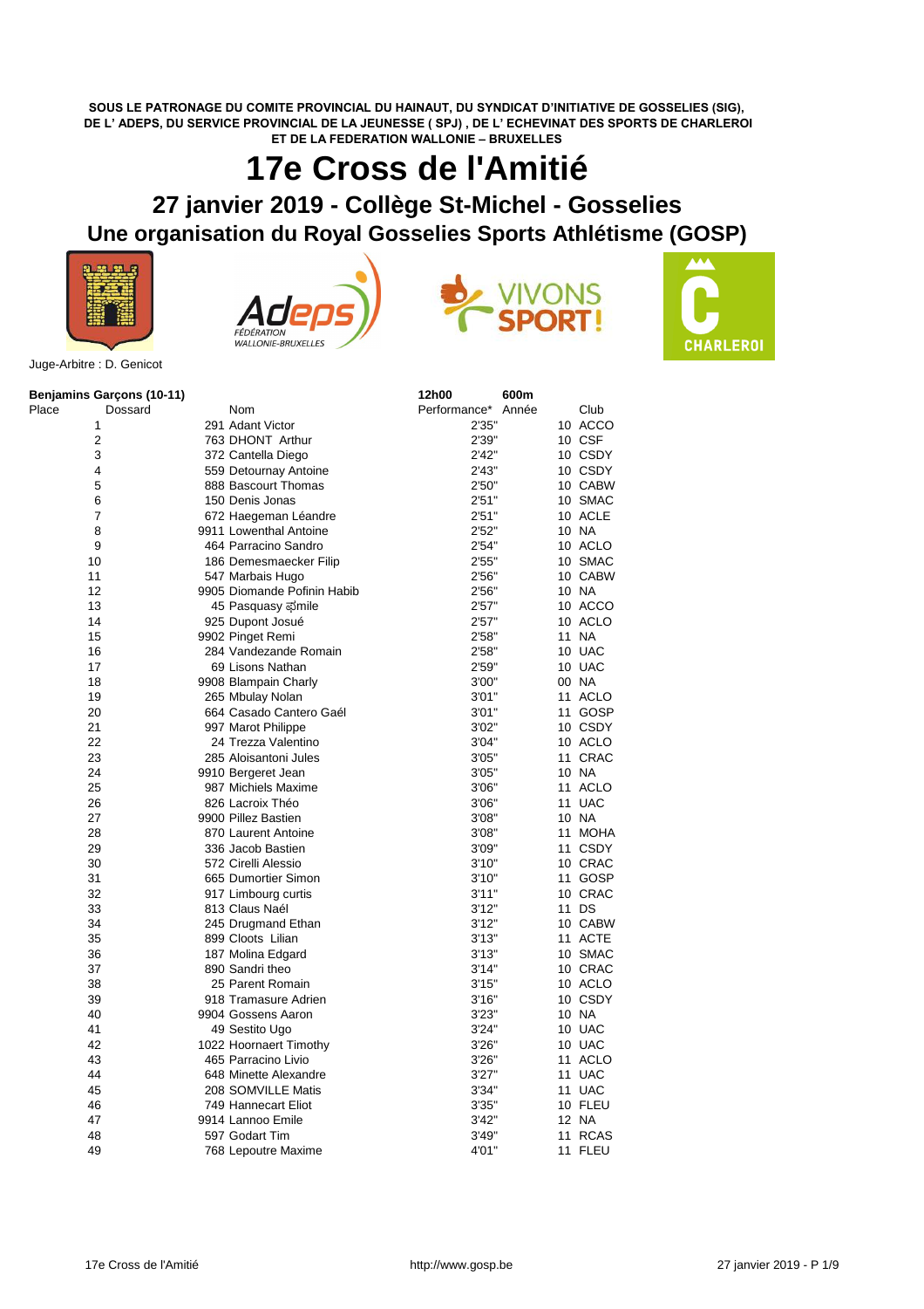**SOUS LE PATRONAGE DU COMITE PROVINCIAL DU HAINAUT, DU SYNDICAT D'INITIATIVE DE GOSSELIES (SIG), DE L' ADEPS, DU SERVICE PROVINCIAL DE LA JEUNESSE ( SPJ) , DE L' ECHEVINAT DES SPORTS DE CHARLEROI ET DE LA FEDERATION WALLONIE – BRUXELLES**

# 17e Cross de l'Amitié

## 27 janvier 2019 - Collège St-Michel - Gosselies

## Une organisation du Royal Gosselies Sports Athlétisme (GOSP)

Juge-Arbitre : D. Genicot

**Benjamins Garçons (10-11)** — **12h00** — **600m**

| Place | Dossard | Nom | Performance* | Année | Club |
|---|---|---|---|---|---|
| 1 | 291 | Adant Victor | 2'35" | 10 | ACCO |
| 2 | 763 | DHONT Arthur | 2'39" | 10 | CSF |
| 3 | 372 | Cantella Diego | 2'42" | 10 | CSDY |
| 4 | 559 | Detournay Antoine | 2'43" | 10 | CSDY |
| 5 | 888 | Bascourt Thomas | 2'50" | 10 | CABW |
| 6 | 150 | Denis Jonas | 2'51" | 10 | SMAC |
| 7 | 672 | Haegeman Léandre | 2'51" | 10 | ACLE |
| 8 | 9911 | Lowenthal Antoine | 2'52" | 10 | NA |
| 9 | 464 | Parracino Sandro | 2'54" | 10 | ACLO |
| 10 | 186 | Demesmaecker Filip | 2'55" | 10 | SMAC |
| 11 | 547 | Marbais Hugo | 2'56" | 10 | CABW |
| 12 | 9905 | Diomande Pofinin Habib | 2'56" | 10 | NA |
| 13 | 45 | Pasquasy 䛊mile | 2'57" | 10 | ACCO |
| 14 | 925 | Dupont Josué | 2'57" | 10 | ACLO |
| 15 | 9902 | Pinget Remi | 2'58" | 11 | NA |
| 16 | 284 | Vandezande Romain | 2'58" | 10 | UAC |
| 17 | 69 | Lisons Nathan | 2'59" | 10 | UAC |
| 18 | 9908 | Blampain Charly | 3'00" | 00 | NA |
| 19 | 265 | Mbulay Nolan | 3'01" | 11 | ACLO |
| 20 | 664 | Casado Cantero Gaél | 3'01" | 11 | GOSP |
| 21 | 997 | Marot Philippe | 3'02" | 10 | CSDY |
| 22 | 24 | Trezza Valentino | 3'04" | 10 | ACLO |
| 23 | 285 | Aloisantoni Jules | 3'05" | 11 | CRAC |
| 24 | 9910 | Bergeret Jean | 3'05" | 10 | NA |
| 25 | 987 | Michiels Maxime | 3'06" | 11 | ACLO |
| 26 | 826 | Lacroix Théo | 3'06" | 11 | UAC |
| 27 | 9900 | Pillez Bastien | 3'08" | 10 | NA |
| 28 | 870 | Laurent Antoine | 3'08" | 11 | MOHA |
| 29 | 336 | Jacob Bastien | 3'09" | 11 | CSDY |
| 30 | 572 | Cirelli Alessio | 3'10" | 10 | CRAC |
| 31 | 665 | Dumortier Simon | 3'10" | 11 | GOSP |
| 32 | 917 | Limbourg curtis | 3'11" | 10 | CRAC |
| 33 | 813 | Claus Naél | 3'12" | 11 | DS |
| 34 | 245 | Drugmand Ethan | 3'12" | 10 | CABW |
| 35 | 899 | Cloots Lilian | 3'13" | 11 | ACTE |
| 36 | 187 | Molina Edgard | 3'13" | 10 | SMAC |
| 37 | 890 | Sandri theo | 3'14" | 10 | CRAC |
| 38 | 25 | Parent Romain | 3'15" | 10 | ACLO |
| 39 | 918 | Tramasure Adrien | 3'16" | 10 | CSDY |
| 40 | 9904 | Gossens Aaron | 3'23" | 10 | NA |
| 41 | 49 | Sestito Ugo | 3'24" | 10 | UAC |
| 42 | 1022 | Hoornaert Timothy | 3'26" | 10 | UAC |
| 43 | 465 | Parracino Livio | 3'26" | 11 | ACLO |
| 44 | 648 | Minette Alexandre | 3'27" | 11 | UAC |
| 45 | 208 | SOMVILLE Matis | 3'34" | 11 | UAC |
| 46 | 749 | Hannecart Eliot | 3'35" | 10 | FLEU |
| 47 | 9914 | Lannoo Emile | 3'42" | 12 | NA |
| 48 | 597 | Godart Tim | 3'49" | 11 | RCAS |
| 49 | 768 | Lepoutre Maxime | 4'01" | 11 | FLEU |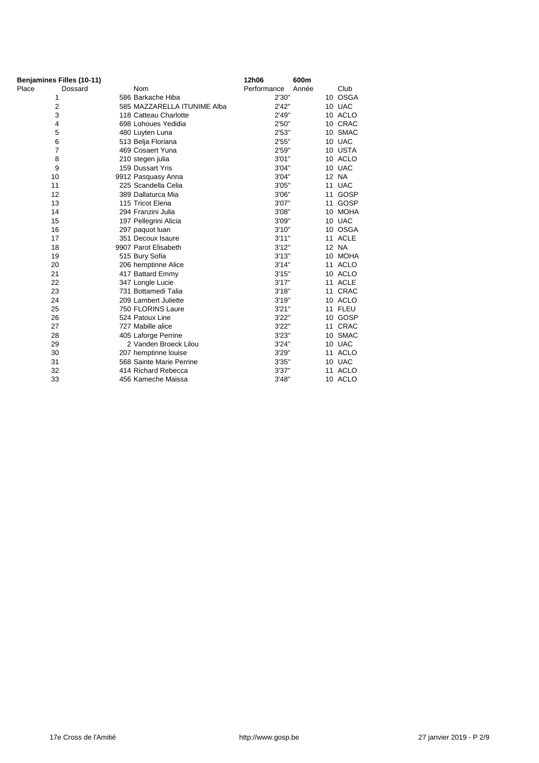**Benjamines Filles (10-11)** **12h06** **600m**

| Place | Dossard | Nom | Performance | Année | Club |
|---|---|---|---|---|---|
| 1 | 586 | Barkache Hiba | 2'30" | 10 | OSGA |
| 2 | 585 | MAZZARELLA ITUNIME Alba | 2'42" | 10 | UAC |
| 3 | 118 | Catteau Charlotte | 2'49" | 10 | ACLO |
| 4 | 698 | Lohoues Yedidia | 2'50" | 10 | CRAC |
| 5 | 480 | Luyten Luna | 2'53" | 10 | SMAC |
| 6 | 513 | Belja Floriana | 2'55" | 10 | UAC |
| 7 | 469 | Cosaert Yuna | 2'59" | 10 | USTA |
| 8 | 210 | stegen julia | 3'01" | 10 | ACLO |
| 9 | 159 | Dussart Yris | 3'04" | 10 | UAC |
| 10 | 9912 | Pasquasy Anna | 3'04" | 12 | NA |
| 11 | 225 | Scandella Celia | 3'05" | 11 | UAC |
| 12 | 389 | Dallaturca Mia | 3'06" | 11 | GOSP |
| 13 | 115 | Tricot Elena | 3'07" | 11 | GOSP |
| 14 | 294 | Franzini Julia | 3'08" | 10 | MOHA |
| 15 | 197 | Pellegrini Alicia | 3'09" | 10 | UAC |
| 16 | 297 | paquot luan | 3'10" | 10 | OSGA |
| 17 | 351 | Decoux Isaure | 3'11" | 11 | ACLE |
| 18 | 9907 | Parot Elisabeth | 3'12" | 12 | NA |
| 19 | 515 | Bury Sofia | 3'13" | 10 | MOHA |
| 20 | 206 | hemptinne Alice | 3'14" | 11 | ACLO |
| 21 | 417 | Battard Emmy | 3'15" | 10 | ACLO |
| 22 | 347 | Longle Lucie | 3'17" | 11 | ACLE |
| 23 | 731 | Bottamedi Talia | 3'18" | 11 | CRAC |
| 24 | 209 | Lambert Juliette | 3'19" | 10 | ACLO |
| 25 | 750 | FLORINS Laure | 3'21" | 11 | FLEU |
| 26 | 524 | Patoux Line | 3'22" | 10 | GOSP |
| 27 | 727 | Mabille alice | 3'22" | 11 | CRAC |
| 28 | 405 | Laforge Perrine | 3'23" | 10 | SMAC |
| 29 | 2 | Vanden Broeck Lilou | 3'24" | 10 | UAC |
| 30 | 207 | hemptinne louise | 3'29" | 11 | ACLO |
| 31 | 568 | Sainte Marie Perrine | 3'35" | 10 | UAC |
| 32 | 414 | Richard Rebecca | 3'37" | 11 | ACLO |
| 33 | 456 | Kameche Maissa | 3'48" | 10 | ACLO |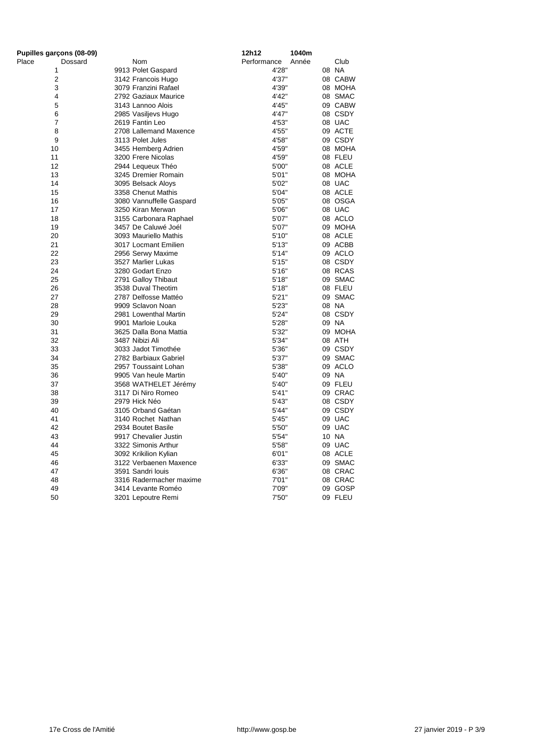**Pupilles garçons (08-09)** **12h12** **1040m**

| Place | Dossard | Nom | Performance | Année | Club |
|---|---|---|---|---|---|
| 1 | 9913 | Polet Gaspard | 4'28" | 08 | NA |
| 2 | 3142 | Francois Hugo | 4'37" | 08 | CABW |
| 3 | 3079 | Franzini Rafael | 4'39" | 08 | MOHA |
| 4 | 2792 | Gaziaux Maurice | 4'42" | 08 | SMAC |
| 5 | 3143 | Lannoo Alois | 4'45" | 09 | CABW |
| 6 | 2985 | Vasiljevs Hugo | 4'47" | 08 | CSDY |
| 7 | 2619 | Fantin Leo | 4'53" | 08 | UAC |
| 8 | 2708 | Lallemand Maxence | 4'55" | 09 | ACTE |
| 9 | 3113 | Polet Jules | 4'58" | 09 | CSDY |
| 10 | 3455 | Hemberg Adrien | 4'59" | 08 | MOHA |
| 11 | 3200 | Frere Nicolas | 4'59" | 08 | FLEU |
| 12 | 2944 | Lequeux Théo | 5'00" | 08 | ACLE |
| 13 | 3245 | Dremier Romain | 5'01" | 08 | MOHA |
| 14 | 3095 | Belsack Aloys | 5'02" | 08 | UAC |
| 15 | 3358 | Chenut Mathis | 5'04" | 08 | ACLE |
| 16 | 3080 | Vannuffelle Gaspard | 5'05" | 08 | OSGA |
| 17 | 3250 | Kiran Merwan | 5'06" | 08 | UAC |
| 18 | 3155 | Carbonara Raphael | 5'07" | 08 | ACLO |
| 19 | 3457 | De Caluwé Joél | 5'07" | 09 | MOHA |
| 20 | 3093 | Mauriello Mathis | 5'10" | 08 | ACLE |
| 21 | 3017 | Locmant Emilien | 5'13" | 09 | ACBB |
| 22 | 2956 | Serwy Maxime | 5'14" | 09 | ACLO |
| 23 | 3527 | Marlier Lukas | 5'15" | 08 | CSDY |
| 24 | 3280 | Godart Enzo | 5'16" | 08 | RCAS |
| 25 | 2791 | Galloy Thibaut | 5'18" | 09 | SMAC |
| 26 | 3538 | Duval Theotim | 5'18" | 08 | FLEU |
| 27 | 2787 | Delfosse Mattéo | 5'21" | 09 | SMAC |
| 28 | 9909 | Sclavon Noan | 5'23" | 08 | NA |
| 29 | 2981 | Lowenthal Martin | 5'24" | 08 | CSDY |
| 30 | 9901 | Marloie Louka | 5'28" | 09 | NA |
| 31 | 3625 | Dalla Bona Mattia | 5'32" | 09 | MOHA |
| 32 | 3487 | Nibizi Ali | 5'34" | 08 | ATH |
| 33 | 3033 | Jadot Timothée | 5'36" | 09 | CSDY |
| 34 | 2782 | Barbiaux Gabriel | 5'37" | 09 | SMAC |
| 35 | 2957 | Toussaint Lohan | 5'38" | 09 | ACLO |
| 36 | 9905 | Van heule Martin | 5'40" | 09 | NA |
| 37 | 3568 | WATHELET Jérémy | 5'40" | 09 | FLEU |
| 38 | 3117 | Di Niro Romeo | 5'41" | 09 | CRAC |
| 39 | 2979 | Hick Néo | 5'43" | 08 | CSDY |
| 40 | 3105 | Orband Gaétan | 5'44" | 09 | CSDY |
| 41 | 3140 | Rochet Nathan | 5'45" | 09 | UAC |
| 42 | 2934 | Boutet Basile | 5'50" | 09 | UAC |
| 43 | 9917 | Chevalier Justin | 5'54" | 10 | NA |
| 44 | 3322 | Simonis Arthur | 5'58" | 09 | UAC |
| 45 | 3092 | Krikilion Kylian | 6'01" | 08 | ACLE |
| 46 | 3122 | Verbaenen Maxence | 6'33" | 09 | SMAC |
| 47 | 3591 | Sandri louis | 6'36" | 08 | CRAC |
| 48 | 3316 | Radermacher maxime | 7'01" | 08 | CRAC |
| 49 | 3414 | Levante Roméo | 7'09" | 09 | GOSP |
| 50 | 3201 | Lepoutre Remi | 7'50" | 09 | FLEU |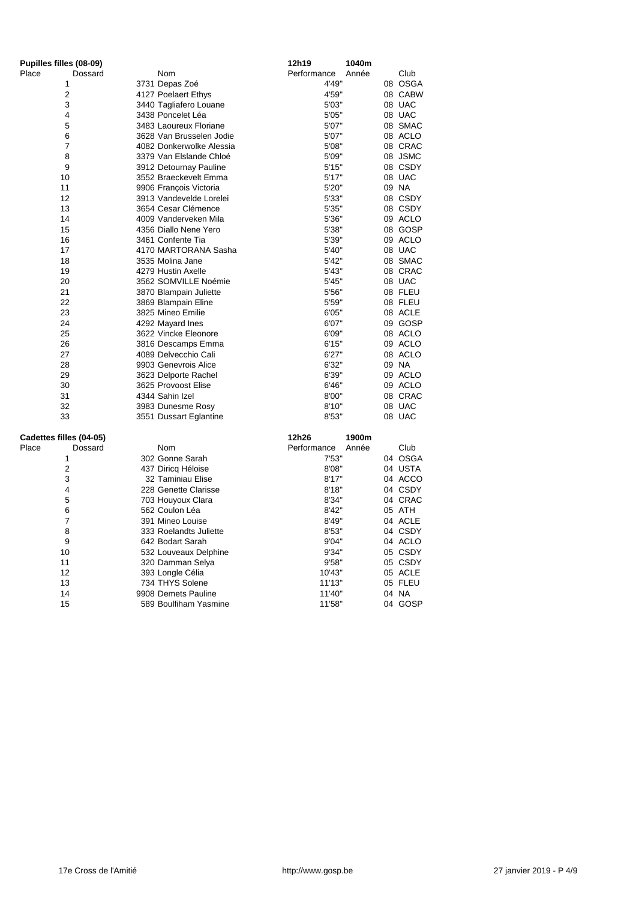**Pupilles filles (08-09)** — 12h19 — 1040m

| Place | Dossard | Nom | Performance | Année | Club |
|---|---|---|---|---|---|
| 1 | 3731 | Depas Zoé | 4'49" | 08 | OSGA |
| 2 | 4127 | Poelaert Ethys | 4'59" | 08 | CABW |
| 3 | 3440 | Tagliafero Louane | 5'03" | 08 | UAC |
| 4 | 3438 | Poncelet Léa | 5'05" | 08 | UAC |
| 5 | 3483 | Laoureux Floriane | 5'07" | 08 | SMAC |
| 6 | 3628 | Van Brusselen Jodie | 5'07" | 08 | ACLO |
| 7 | 4082 | Donkerwolke Alessia | 5'08" | 08 | CRAC |
| 8 | 3379 | Van Elslande Chloé | 5'09" | 08 | JSMC |
| 9 | 3912 | Detournay Pauline | 5'15" | 08 | CSDY |
| 10 | 3552 | Braeckevelt Emma | 5'17" | 08 | UAC |
| 11 | 9906 | François Victoria | 5'20" | 09 | NA |
| 12 | 3913 | Vandevelde Lorelei | 5'33" | 08 | CSDY |
| 13 | 3654 | Cesar Clémence | 5'35" | 08 | CSDY |
| 14 | 4009 | Vanderveken Mila | 5'36" | 09 | ACLO |
| 15 | 4356 | Diallo Nene Yero | 5'38" | 08 | GOSP |
| 16 | 3461 | Confente Tia | 5'39" | 09 | ACLO |
| 17 | 4170 | MARTORANA Sasha | 5'40" | 08 | UAC |
| 18 | 3535 | Molina Jane | 5'42" | 08 | SMAC |
| 19 | 4279 | Hustin Axelle | 5'43" | 08 | CRAC |
| 20 | 3562 | SOMVILLE Noémie | 5'45" | 08 | UAC |
| 21 | 3870 | Blampain Juliette | 5'56" | 08 | FLEU |
| 22 | 3869 | Blampain Eline | 5'59" | 08 | FLEU |
| 23 | 3825 | Mineo Emilie | 6'05" | 08 | ACLE |
| 24 | 4292 | Mayard Ines | 6'07" | 09 | GOSP |
| 25 | 3622 | Vincke Eleonore | 6'09" | 08 | ACLO |
| 26 | 3816 | Descamps Emma | 6'15" | 09 | ACLO |
| 27 | 4089 | Delvecchio Cali | 6'27" | 08 | ACLO |
| 28 | 9903 | Genevrois Alice | 6'32" | 09 | NA |
| 29 | 3623 | Delporte Rachel | 6'39" | 09 | ACLO |
| 30 | 3625 | Provoost Elise | 6'46" | 09 | ACLO |
| 31 | 4344 | Sahin Izel | 8'00" | 08 | CRAC |
| 32 | 3983 | Dunesme Rosy | 8'10" | 08 | UAC |
| 33 | 3551 | Dussart Eglantine | 8'53" | 08 | UAC |

**Cadettes filles (04-05)** — 12h26 — 1900m

| Place | Dossard | Nom | Performance | Année | Club |
|---|---|---|---|---|---|
| 1 | 302 | Gonne Sarah | 7'53" | 04 | OSGA |
| 2 | 437 | Diricq Héloise | 8'08" | 04 | USTA |
| 3 | 32 | Taminiau Elise | 8'17" | 04 | ACCO |
| 4 | 228 | Genette Clarisse | 8'18" | 04 | CSDY |
| 5 | 703 | Houyoux Clara | 8'34" | 04 | CRAC |
| 6 | 562 | Coulon Léa | 8'42" | 05 | ATH |
| 7 | 391 | Mineo Louise | 8'49" | 04 | ACLE |
| 8 | 333 | Roelandts Juliette | 8'53" | 04 | CSDY |
| 9 | 642 | Bodart Sarah | 9'04" | 04 | ACLO |
| 10 | 532 | Louveaux Delphine | 9'34" | 05 | CSDY |
| 11 | 320 | Damman Selya | 9'58" | 05 | CSDY |
| 12 | 393 | Longle Célia | 10'43" | 05 | ACLE |
| 13 | 734 | THYS Solene | 11'13" | 05 | FLEU |
| 14 | 9908 | Demets Pauline | 11'40" | 04 | NA |
| 15 | 589 | Boulfiham Yasmine | 11'58" | 04 | GOSP |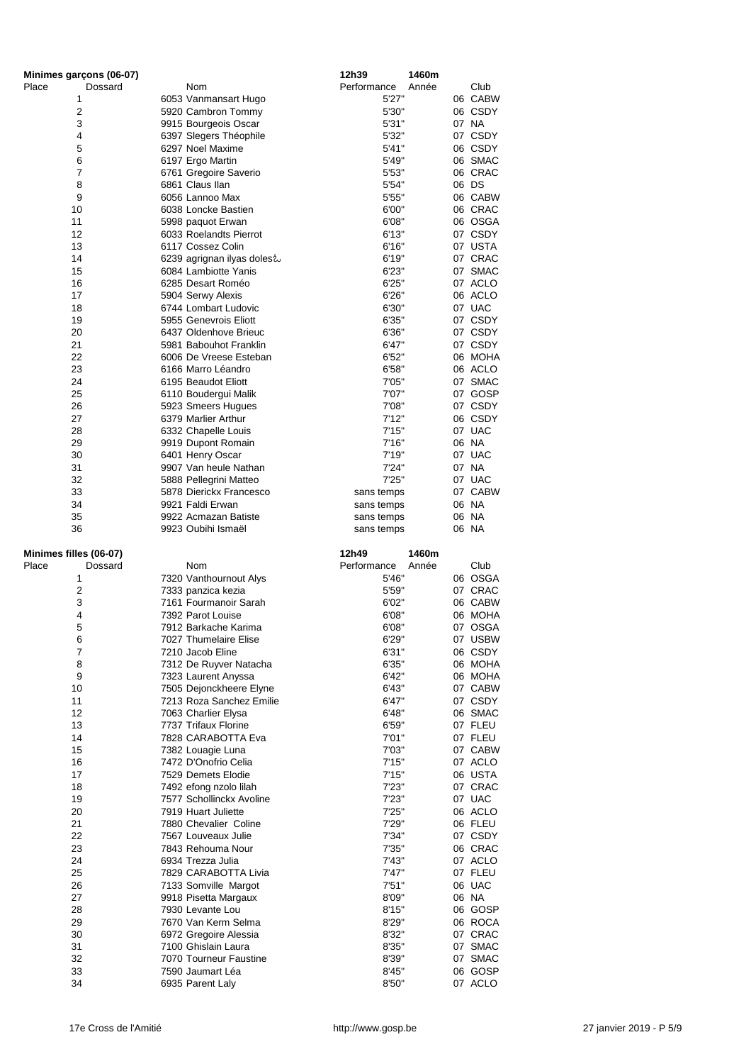## Minimes garçons (06-07)

12h39 1460m

| Place | Dossard | Nom | Performance | Année | Club |
|---|---|---|---|---|---|
| 1 | 6053 | Vanmansart Hugo | 5'27" | 06 | CABW |
| 2 | 5920 | Cambron Tommy | 5'30" | 06 | CSDY |
| 3 | 9915 | Bourgeois Oscar | 5'31" | 07 | NA |
| 4 | 6397 | Slegers Théophile | 5'32" | 07 | CSDY |
| 5 | 6297 | Noel Maxime | 5'41" | 06 | CSDY |
| 6 | 6197 | Ergo Martin | 5'49" | 06 | SMAC |
| 7 | 6761 | Gregoire Saverio | 5'53" | 06 | CRAC |
| 8 | 6861 | Claus Ilan | 5'54" | 06 | DS |
| 9 | 6056 | Lannoo Max | 5'55" | 06 | CABW |
| 10 | 6038 | Loncke Bastien | 6'00" | 06 | CRAC |
| 11 | 5998 | paquot Erwan | 6'08" | 06 | OSGA |
| 12 | 6033 | Roelandts Pierrot | 6'13" | 07 | CSDY |
| 13 | 6117 | Cossez Colin | 6'16" | 07 | USTA |
| 14 | 6239 | agrignan ilyas doles乡 | 6'19" | 07 | CRAC |
| 15 | 6084 | Lambiotte Yanis | 6'23" | 07 | SMAC |
| 16 | 6285 | Desart Roméo | 6'25" | 07 | ACLO |
| 17 | 5904 | Serwy Alexis | 6'26" | 06 | ACLO |
| 18 | 6744 | Lombart Ludovic | 6'30" | 07 | UAC |
| 19 | 5955 | Genevrois Eliott | 6'35" | 07 | CSDY |
| 20 | 6437 | Oldenhove Brieuc | 6'36" | 07 | CSDY |
| 21 | 5981 | Babouhot Franklin | 6'47" | 07 | CSDY |
| 22 | 6006 | De Vreese Esteban | 6'52" | 06 | MOHA |
| 23 | 6166 | Marro Léandro | 6'58" | 06 | ACLO |
| 24 | 6195 | Beaudot Eliott | 7'05" | 07 | SMAC |
| 25 | 6110 | Boudergui Malik | 7'07" | 07 | GOSP |
| 26 | 5923 | Smeers Hugues | 7'08" | 07 | CSDY |
| 27 | 6379 | Marlier Arthur | 7'12" | 06 | CSDY |
| 28 | 6332 | Chapelle Louis | 7'15" | 07 | UAC |
| 29 | 9919 | Dupont Romain | 7'16" | 06 | NA |
| 30 | 6401 | Henry Oscar | 7'19" | 07 | UAC |
| 31 | 9907 | Van heule Nathan | 7'24" | 07 | NA |
| 32 | 5888 | Pellegrini Matteo | 7'25" | 07 | UAC |
| 33 | 5878 | Dierickx Francesco | sans temps | 07 | CABW |
| 34 | 9921 | Faldi Erwan | sans temps | 06 | NA |
| 35 | 9922 | Acmazan Batiste | sans temps | 06 | NA |
| 36 | 9923 | Oubihi Ismaël | sans temps | 06 | NA |

## Minimes filles (06-07)

12h49 1460m

| Place | Dossard | Nom | Performance | Année | Club |
|---|---|---|---|---|---|
| 1 | 7320 | Vanthournout Alys | 5'46" | 06 | OSGA |
| 2 | 7333 | panzica kezia | 5'59" | 07 | CRAC |
| 3 | 7161 | Fourmanoir Sarah | 6'02" | 06 | CABW |
| 4 | 7392 | Parot Louise | 6'08" | 06 | MOHA |
| 5 | 7912 | Barkache Karima | 6'08" | 07 | OSGA |
| 6 | 7027 | Thumelaire Elise | 6'29" | 07 | USBW |
| 7 | 7210 | Jacob Eline | 6'31" | 06 | CSDY |
| 8 | 7312 | De Ruyver Natacha | 6'35" | 06 | MOHA |
| 9 | 7323 | Laurent Anyssa | 6'42" | 06 | MOHA |
| 10 | 7505 | Dejonckheere Elyne | 6'43" | 07 | CABW |
| 11 | 7213 | Roza Sanchez Emilie | 6'47" | 07 | CSDY |
| 12 | 7063 | Charlier Elysa | 6'48" | 06 | SMAC |
| 13 | 7737 | Trifaux Florine | 6'59" | 07 | FLEU |
| 14 | 7828 | CARABOTTA Eva | 7'01" | 07 | FLEU |
| 15 | 7382 | Louagie Luna | 7'03" | 07 | CABW |
| 16 | 7472 | D'Onofrio Celia | 7'15" | 07 | ACLO |
| 17 | 7529 | Demets Elodie | 7'15" | 06 | USTA |
| 18 | 7492 | efong nzolo lilah | 7'23" | 07 | CRAC |
| 19 | 7577 | Schollinckx Avoline | 7'23" | 07 | UAC |
| 20 | 7919 | Huart Juliette | 7'25" | 06 | ACLO |
| 21 | 7880 | Chevalier Coline | 7'29" | 06 | FLEU |
| 22 | 7567 | Louveaux Julie | 7'34" | 07 | CSDY |
| 23 | 7843 | Rehouma Nour | 7'35" | 06 | CRAC |
| 24 | 6934 | Trezza Julia | 7'43" | 07 | ACLO |
| 25 | 7829 | CARABOTTA Livia | 7'47" | 07 | FLEU |
| 26 | 7133 | Somville Margot | 7'51" | 06 | UAC |
| 27 | 9918 | Pisetta Margaux | 8'09" | 06 | NA |
| 28 | 7930 | Levante Lou | 8'15" | 06 | GOSP |
| 29 | 7670 | Van Kerm Selma | 8'29" | 06 | ROCA |
| 30 | 6972 | Gregoire Alessia | 8'32" | 07 | CRAC |
| 31 | 7100 | Ghislain Laura | 8'35" | 07 | SMAC |
| 32 | 7070 | Tourneur Faustine | 8'39" | 07 | SMAC |
| 33 | 7590 | Jaumart Léa | 8'45" | 06 | GOSP |
| 34 | 6935 | Parent Laly | 8'50" | 07 | ACLO |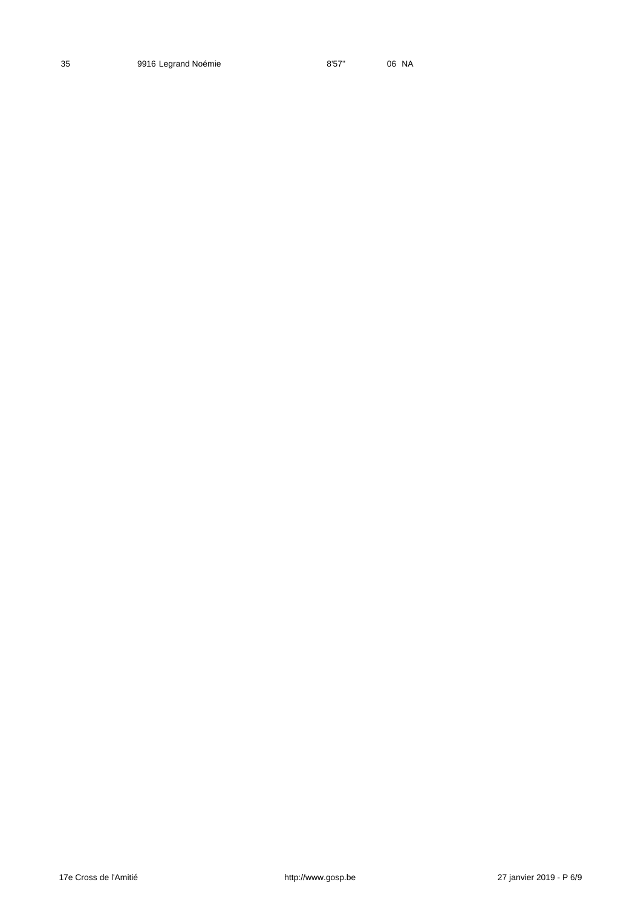| | | | | |
|---|---|---|---|---|
| 35 | 9916 | Legrand Noémie | 8'57'' | 06 NA |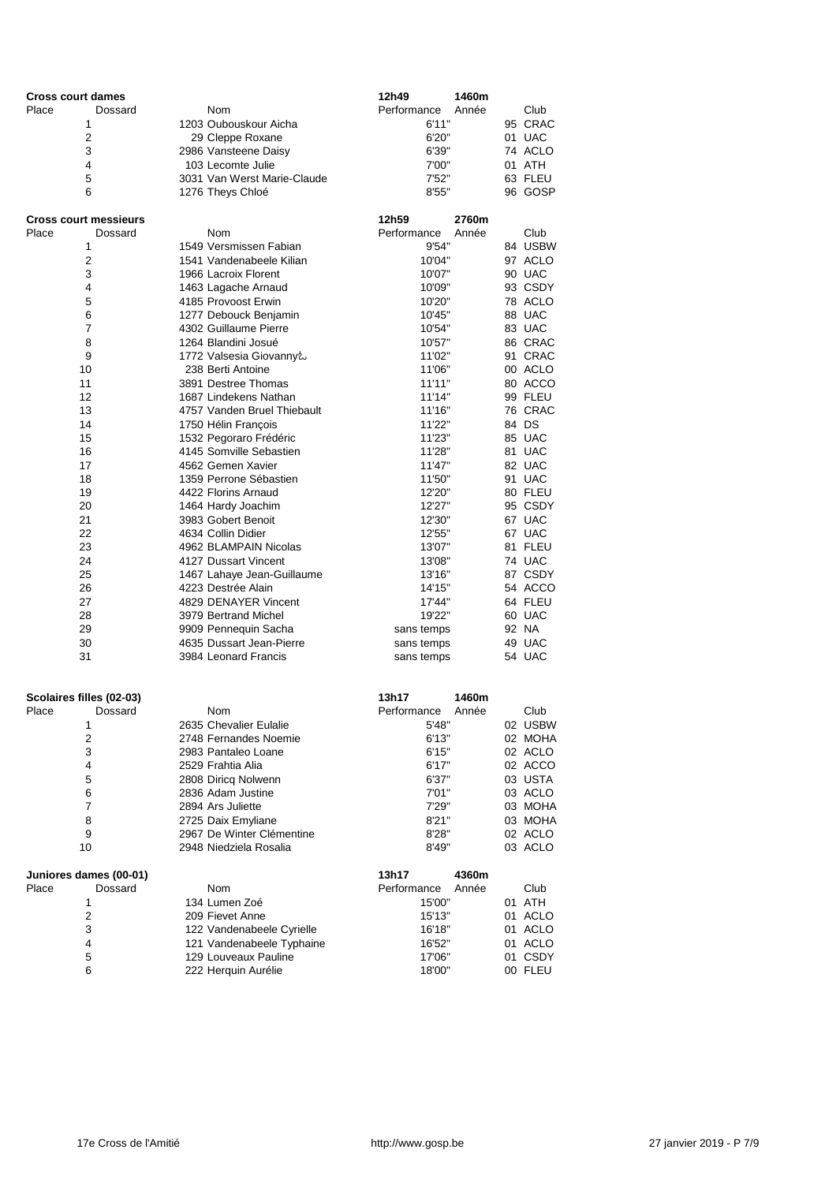## Cross court dames

12h49 — 1460m

| Place | Dossard | Nom | Performance | Année | Club |
|---|---|---|---|---|---|
| 1 | 1203 | Oubouskour Aicha | 6'11" | 95 | CRAC |
| 2 | 29 | Cleppe Roxane | 6'20" | 01 | UAC |
| 3 | 2986 | Vansteene Daisy | 6'39" | 74 | ACLO |
| 4 | 103 | Lecomte Julie | 7'00" | 01 | ATH |
| 5 | 3031 | Van Werst Marie-Claude | 7'52" | 63 | FLEU |
| 6 | 1276 | Theys Chloé | 8'55" | 96 | GOSP |

## Cross court messieurs

12h59 — 2760m

| Place | Dossard | Nom | Performance | Année | Club |
|---|---|---|---|---|---|
| 1 | 1549 | Versmissen Fabian | 9'54" | 84 | USBW |
| 2 | 1541 | Vandenabeele Kilian | 10'04" | 97 | ACLO |
| 3 | 1966 | Lacroix Florent | 10'07" | 90 | UAC |
| 4 | 1463 | Lagache Arnaud | 10'09" | 93 | CSDY |
| 5 | 4185 | Provoost Erwin | 10'20" | 78 | ACLO |
| 6 | 1277 | Debouck Benjamin | 10'45" | 88 | UAC |
| 7 | 4302 | Guillaume Pierre | 10'54" | 83 | UAC |
| 8 | 1264 | Blandini Josué | 10'57" | 86 | CRAC |
| 9 | 1772 | Valsesia Giovanny‰ | 11'02" | 91 | CRAC |
| 10 | 238 | Berti Antoine | 11'06" | 00 | ACLO |
| 11 | 3891 | Destree Thomas | 11'11" | 80 | ACCO |
| 12 | 1687 | Lindekens Nathan | 11'14" | 99 | FLEU |
| 13 | 4757 | Vanden Bruel Thiebault | 11'16" | 76 | CRAC |
| 14 | 1750 | Hélin François | 11'22" | 84 | DS |
| 15 | 1532 | Pegoraro Frédéric | 11'23" | 85 | UAC |
| 16 | 4145 | Somville Sebastien | 11'28" | 81 | UAC |
| 17 | 4562 | Gemen Xavier | 11'47" | 82 | UAC |
| 18 | 1359 | Perrone Sébastien | 11'50" | 91 | UAC |
| 19 | 4422 | Florins Arnaud | 12'20" | 80 | FLEU |
| 20 | 1464 | Hardy Joachim | 12'27" | 95 | CSDY |
| 21 | 3983 | Gobert Benoit | 12'30" | 67 | UAC |
| 22 | 4634 | Collin Didier | 12'55" | 67 | UAC |
| 23 | 4962 | BLAMPAIN Nicolas | 13'07" | 81 | FLEU |
| 24 | 4127 | Dussart Vincent | 13'08" | 74 | UAC |
| 25 | 1467 | Lahaye Jean-Guillaume | 13'16" | 87 | CSDY |
| 26 | 4223 | Destrée Alain | 14'15" | 54 | ACCO |
| 27 | 4829 | DENAYER Vincent | 17'44" | 64 | FLEU |
| 28 | 3979 | Bertrand Michel | 19'22" | 60 | UAC |
| 29 | 9909 | Pennequin Sacha | sans temps | 92 | NA |
| 30 | 4635 | Dussart Jean-Pierre | sans temps | 49 | UAC |
| 31 | 3984 | Leonard Francis | sans temps | 54 | UAC |

## Scolaires filles (02-03)

13h17 — 1460m

| Place | Dossard | Nom | Performance | Année | Club |
|---|---|---|---|---|---|
| 1 | 2635 | Chevalier Eulalie | 5'48" | 02 | USBW |
| 2 | 2748 | Fernandes Noemie | 6'13" | 02 | MOHA |
| 3 | 2983 | Pantaleo Loane | 6'15" | 02 | ACLO |
| 4 | 2529 | Frahtia Alia | 6'17" | 02 | ACCO |
| 5 | 2808 | Diricq Nolwenn | 6'37" | 03 | USTA |
| 6 | 2836 | Adam Justine | 7'01" | 03 | ACLO |
| 7 | 2894 | Ars Juliette | 7'29" | 03 | MOHA |
| 8 | 2725 | Daix Emyliane | 8'21" | 03 | MOHA |
| 9 | 2967 | De Winter Clémentine | 8'28" | 02 | ACLO |
| 10 | 2948 | Niedziela Rosalia | 8'49" | 03 | ACLO |

## Juniores dames (00-01)

13h17 — 4360m

| Place | Dossard | Nom | Performance | Année | Club |
|---|---|---|---|---|---|
| 1 | 134 | Lumen Zoé | 15'00" | 01 | ATH |
| 2 | 209 | Fievet Anne | 15'13" | 01 | ACLO |
| 3 | 122 | Vandenabeele Cyrielle | 16'18" | 01 | ACLO |
| 4 | 121 | Vandenabeele Typhaine | 16'52" | 01 | ACLO |
| 5 | 129 | Louveaux Pauline | 17'06" | 01 | CSDY |
| 6 | 222 | Herquin Aurélie | 18'00" | 00 | FLEU |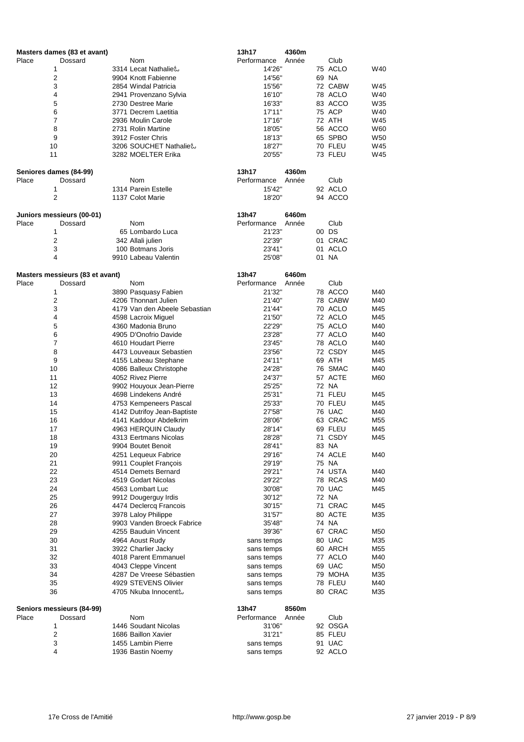### Masters dames (83 et avant)

13h17 — 4360m

| Place | Dossard | Nom | Performance | Année | Club | |
|---|---|---|---|---|---|---|
| 1 | 3314 | Lecat Nathalie¿ | 14'26" | 75 | ACLO | W40 |
| 2 | 9904 | Knott Fabienne | 14'56" | 69 | NA | |
| 3 | 2854 | Windal Patricia | 15'56" | 72 | CABW | W45 |
| 4 | 2941 | Provenzano Sylvia | 16'10" | 78 | ACLO | W40 |
| 5 | 2730 | Destree Marie | 16'33" | 83 | ACCO | W35 |
| 6 | 3771 | Decrem Laetitia | 17'11" | 75 | ACP | W40 |
| 7 | 2936 | Moulin Carole | 17'16" | 72 | ATH | W45 |
| 8 | 2731 | Rolin Martine | 18'05" | 56 | ACCO | W60 |
| 9 | 3912 | Foster Chris | 18'13" | 65 | SPBO | W50 |
| 10 | 3206 | SOUCHET Nathalie¿ | 18'27" | 70 | FLEU | W45 |
| 11 | 3282 | MOELTER Erika | 20'55" | 73 | FLEU | W45 |

### Seniores dames (84-99)

13h17 — 4360m

| Place | Dossard | Nom | Performance | Année | Club |
|---|---|---|---|---|---|
| 1 | 1314 | Parein Estelle | 15'42" | 92 | ACLO |
| 2 | 1137 | Colot Marie | 18'20" | 94 | ACCO |

### Juniors messieurs (00-01)

13h47 — 6460m

| Place | Dossard | Nom | Performance | Année | Club |
|---|---|---|---|---|---|
| 1 | 65 | Lombardo Luca | 21'23" | 00 | DS |
| 2 | 342 | Allali julien | 22'39" | 01 | CRAC |
| 3 | 100 | Botmans Joris | 23'41" | 01 | ACLO |
| 4 | 9910 | Labeau Valentin | 25'08" | 01 | NA |

### Masters messieurs (83 et avant)

13h47 — 6460m

| Place | Dossard | Nom | Performance | Année | Club | |
|---|---|---|---|---|---|---|
| 1 | 3890 | Pasquasy Fabien | 21'32" | 78 | ACCO | M40 |
| 2 | 4206 | Thonnart Julien | 21'40" | 78 | CABW | M40 |
| 3 | 4179 | Van den Abeele Sebastian | 21'44" | 70 | ACLO | M45 |
| 4 | 4598 | Lacroix Miguel | 21'50" | 72 | ACLO | M45 |
| 5 | 4360 | Madonia Bruno | 22'29" | 75 | ACLO | M40 |
| 6 | 4905 | D'Onofrio Davide | 23'28" | 77 | ACLO | M40 |
| 7 | 4610 | Houdart Pierre | 23'45" | 78 | ACLO | M40 |
| 8 | 4473 | Louveaux Sebastien | 23'56" | 72 | CSDY | M45 |
| 9 | 4155 | Labeau Stephane | 24'11" | 69 | ATH | M45 |
| 10 | 4086 | Balleux Christophe | 24'28" | 76 | SMAC | M40 |
| 11 | 4052 | Rivez Pierre | 24'37" | 57 | ACTE | M60 |
| 12 | 9902 | Houyoux Jean-Pierre | 25'25" | 72 | NA | |
| 13 | 4698 | Lindekens André | 25'31" | 71 | FLEU | M45 |
| 14 | 4753 | Kempeneers Pascal | 25'33" | 70 | FLEU | M45 |
| 15 | 4142 | Dutrifoy Jean-Baptiste | 27'58" | 76 | UAC | M40 |
| 16 | 4141 | Kaddour Abdelkrim | 28'06" | 63 | CRAC | M55 |
| 17 | 4963 | HERQUIN Claudy | 28'14" | 69 | FLEU | M45 |
| 18 | 4313 | Eertmans Nicolas | 28'28" | 71 | CSDY | M45 |
| 19 | 9904 | Boutet Benoit | 28'41" | 83 | NA | |
| 20 | 4251 | Lequeux Fabrice | 29'16" | 74 | ACLE | M40 |
| 21 | 9911 | Couplet François | 29'19" | 75 | NA | |
| 22 | 4514 | Demets Bernard | 29'21" | 74 | USTA | M40 |
| 23 | 4519 | Godart Nicolas | 29'22" | 78 | RCAS | M40 |
| 24 | 4563 | Lombart Luc | 30'08" | 70 | UAC | M45 |
| 25 | 9912 | Dougerguy Irdis | 30'12" | 72 | NA | |
| 26 | 4474 | Declercq Francois | 30'15" | 71 | CRAC | M45 |
| 27 | 3978 | Laloy Philippe | 31'57" | 80 | ACTE | M35 |
| 28 | 9903 | Vanden Broeck Fabrice | 35'48" | 74 | NA | |
| 29 | 4255 | Bauduin Vincent | 39'36" | 67 | CRAC | M50 |
| 30 | 4964 | Aoust Rudy | sans temps | 80 | UAC | M35 |
| 31 | 3922 | Charlier Jacky | sans temps | 60 | ARCH | M55 |
| 32 | 4018 | Parent Emmanuel | sans temps | 77 | ACLO | M40 |
| 33 | 4043 | Cleppe Vincent | sans temps | 69 | UAC | M50 |
| 34 | 4287 | De Vreese Sébastien | sans temps | 79 | MOHA | M35 |
| 35 | 4929 | STEVENS Olivier | sans temps | 78 | FLEU | M40 |
| 36 | 4705 | Nkuba Innocent¿ | sans temps | 80 | CRAC | M35 |

### Seniors messieurs (84-99)

13h47 — 8560m

| Place | Dossard | Nom | Performance | Année | Club |
|---|---|---|---|---|---|
| 1 | 1446 | Soudant Nicolas | 31'06" | 92 | OSGA |
| 2 | 1686 | Baillon Xavier | 31'21" | 85 | FLEU |
| 3 | 1455 | Lambin Pierre | sans temps | 91 | UAC |
| 4 | 1936 | Bastin Noemy | sans temps | 92 | ACLO |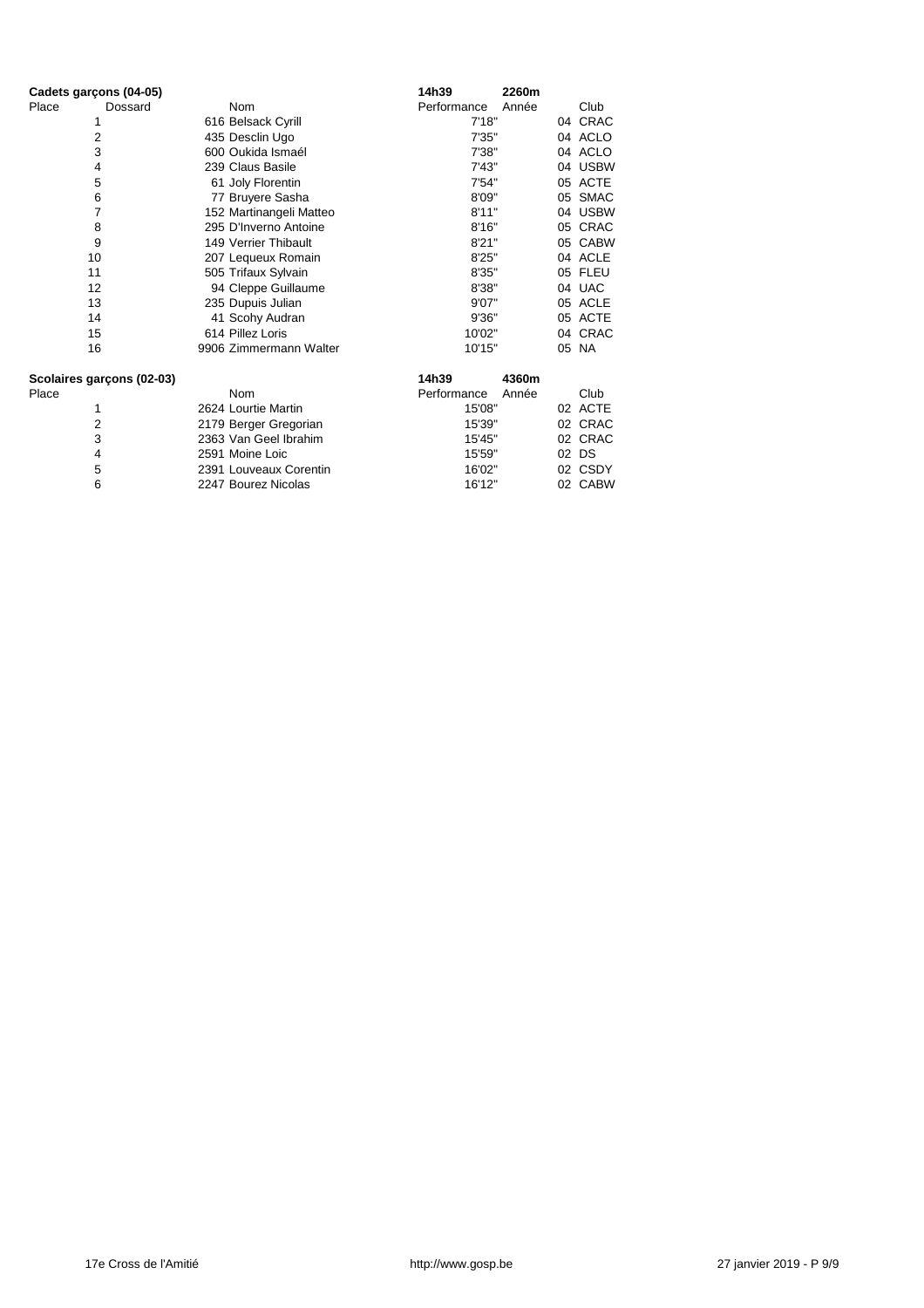**Cadets garçons (04-05)** | **14h39** | **2260m**

| Place | Dossard | Nom | Performance | Année | Club |
|---|---|---|---|---|---|
| 1 | 616 | Belsack Cyrill | 7'18" | 04 | CRAC |
| 2 | 435 | Desclin Ugo | 7'35" | 04 | ACLO |
| 3 | 600 | Oukida Ismaél | 7'38" | 04 | ACLO |
| 4 | 239 | Claus Basile | 7'43" | 04 | USBW |
| 5 | 61 | Joly Florentin | 7'54" | 05 | ACTE |
| 6 | 77 | Bruyere Sasha | 8'09" | 05 | SMAC |
| 7 | 152 | Martinangeli Matteo | 8'11" | 04 | USBW |
| 8 | 295 | D'Inverno Antoine | 8'16" | 05 | CRAC |
| 9 | 149 | Verrier Thibault | 8'21" | 05 | CABW |
| 10 | 207 | Lequeux Romain | 8'25" | 04 | ACLE |
| 11 | 505 | Trifaux Sylvain | 8'35" | 05 | FLEU |
| 12 | 94 | Cleppe Guillaume | 8'38" | 04 | UAC |
| 13 | 235 | Dupuis Julian | 9'07" | 05 | ACLE |
| 14 | 41 | Scohy Audran | 9'36" | 05 | ACTE |
| 15 | 614 | Pillez Loris | 10'02" | 04 | CRAC |
| 16 | 9906 | Zimmermann Walter | 10'15" | 05 | NA |

**Scolaires garçons (02-03)** | **14h39** | **4360m**

| Place | Dossard | Nom | Performance | Année | Club |
|---|---|---|---|---|---|
| 1 | 2624 | Lourtie Martin | 15'08" | 02 | ACTE |
| 2 | 2179 | Berger Gregorian | 15'39" | 02 | CRAC |
| 3 | 2363 | Van Geel Ibrahim | 15'45" | 02 | CRAC |
| 4 | 2591 | Moine Loic | 15'59" | 02 | DS |
| 5 | 2391 | Louveaux Corentin | 16'02" | 02 | CSDY |
| 6 | 2247 | Bourez Nicolas | 16'12" | 02 | CABW |